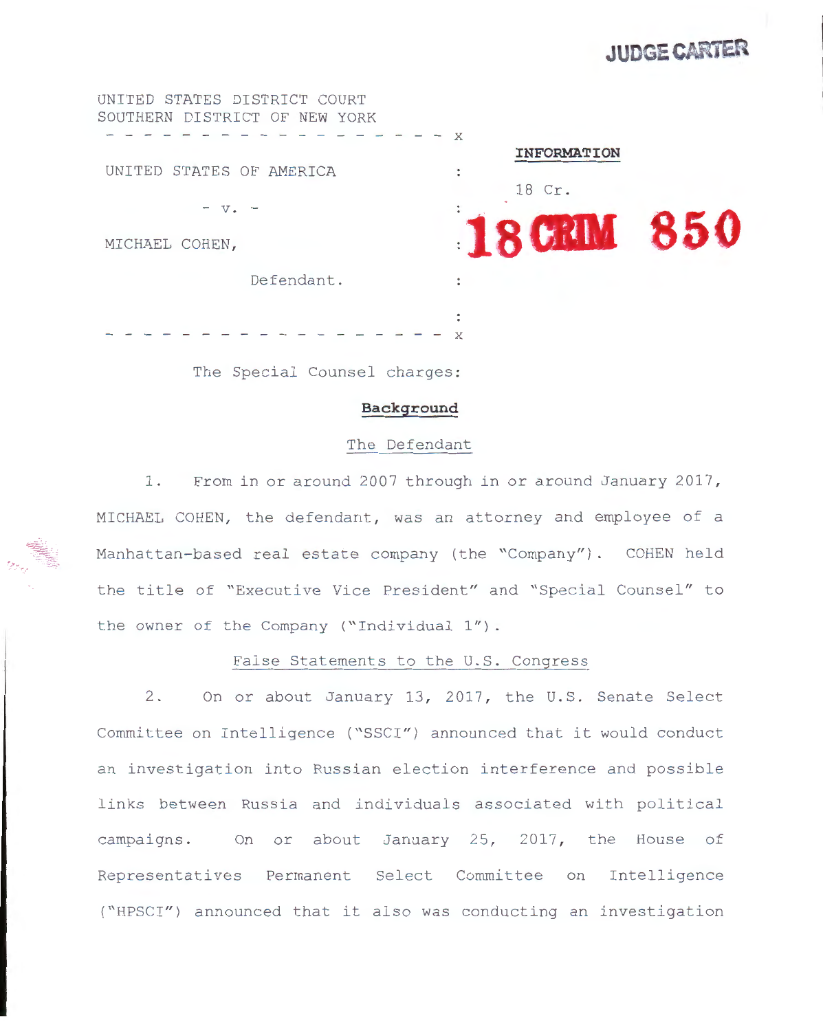JUDGE CARTER

UNITED STATES DISTRICT COURT
SOUTHERN DISTRICT OF NEW YORK

- - - - - - - - - - - - - - - - - - - - x

UNITED STATES OF AMERICA

- v. -

MICHAEL COHEN,

Defendant.

- - - - - - - - - - - - - - - - - - - - x

**INFORMATION**

18 Cr.

18 CRIM 850

The Special Counsel charges:

## Background

### The Defendant

1. From in or around 2007 through in or around January 2017, MICHAEL COHEN, the defendant, was an attorney and employee of a Manhattan-based real estate company (the "Company"). COHEN held the title of "Executive Vice President" and "Special Counsel" to the owner of the Company ("Individual 1").

### False Statements to the U.S. Congress

2. On or about January 13, 2017, the U.S. Senate Select Committee on Intelligence ("SSCI") announced that it would conduct an investigation into Russian election interference and possible links between Russia and individuals associated with political campaigns. On or about January 25, 2017, the House of Representatives Permanent Select Committee on Intelligence ("HPSCI") announced that it also was conducting an investigation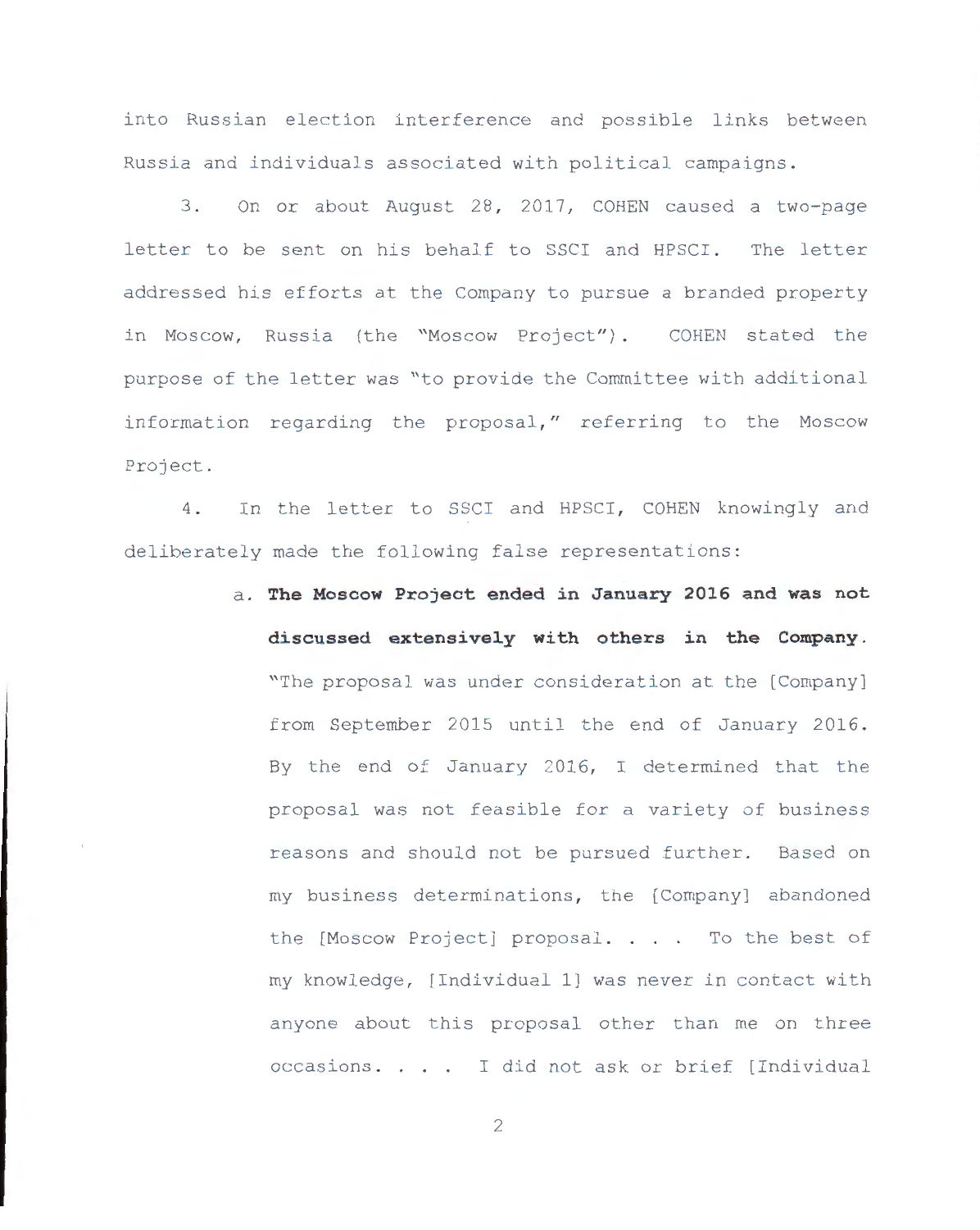into Russian election interference and possible links between Russia and individuals associated with political campaigns.

3. On or about August 28, 2017, COHEN caused a two-page letter to be sent on his behalf to SSCI and HPSCI. The letter addressed his efforts at the Company to pursue a branded property in Moscow, Russia (the "Moscow Project"). COHEN stated the purpose of the letter was "to provide the Committee with additional information regarding the proposal," referring to the Moscow Project.

4. In the letter to SSCI and HPSCI, COHEN knowingly and deliberately made the following false representations:

   a. **The Moscow Project ended in January 2016 and was not discussed extensively with others in the Company.** "The proposal was under consideration at the [Company] from September 2015 until the end of January 2016. By the end of January 2016, I determined that the proposal was not feasible for a variety of business reasons and should not be pursued further. Based on my business determinations, the [Company] abandoned the [Moscow Project] proposal. . . . To the best of my knowledge, [Individual 1] was never in contact with anyone about this proposal other than me on three occasions. . . . I did not ask or brief [Individual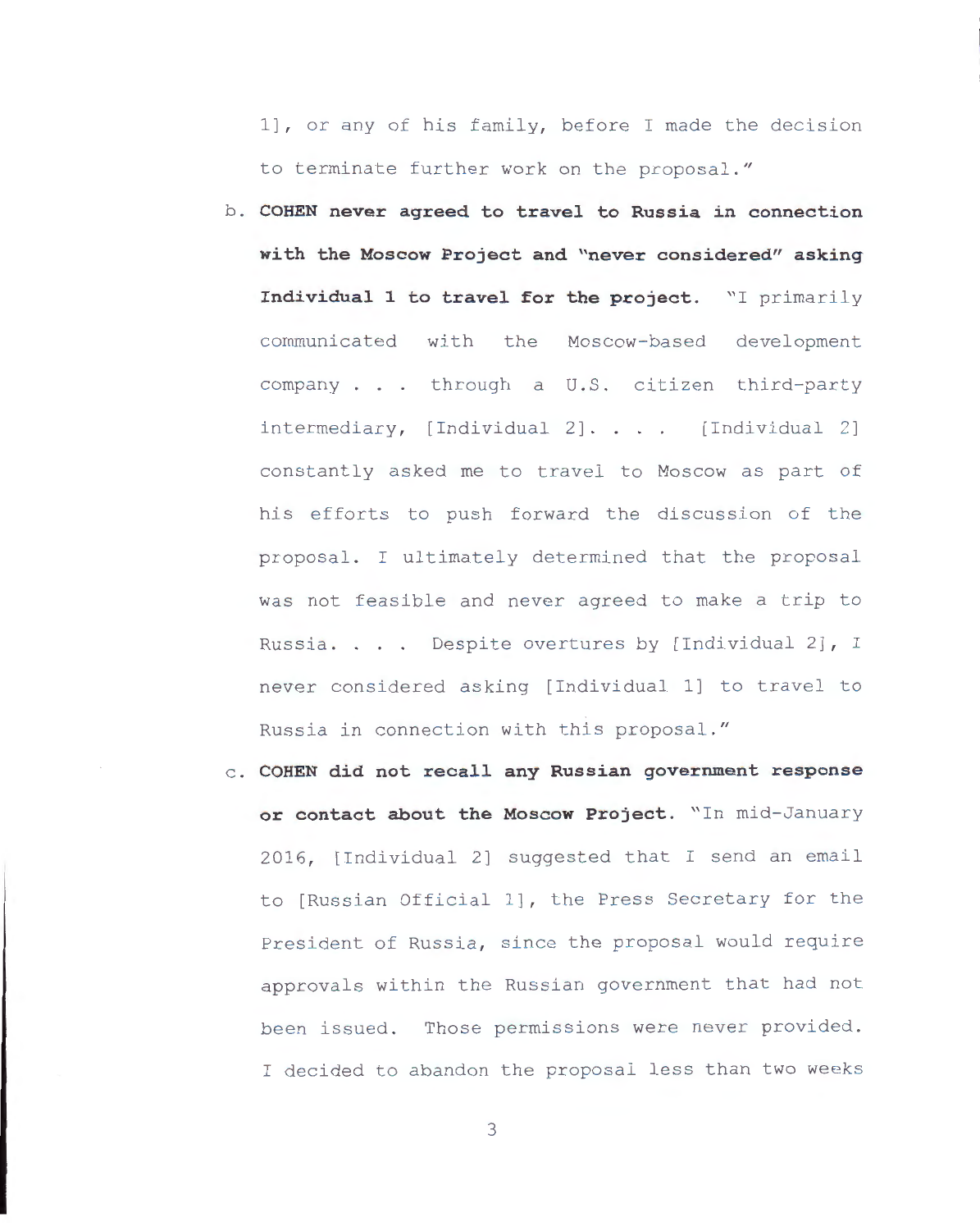1], or any of his family, before I made the decision to terminate further work on the proposal."

b. **COHEN never agreed to travel to Russia in connection with the Moscow Project and "never considered" asking Individual 1 to travel for the project.** "I primarily communicated with the Moscow-based development company . . . through a U.S. citizen third-party intermediary, [Individual 2]. . . . [Individual 2] constantly asked me to travel to Moscow as part of his efforts to push forward the discussion of the proposal. I ultimately determined that the proposal was not feasible and never agreed to make a trip to Russia. . . . Despite overtures by [Individual 2], I never considered asking [Individual 1] to travel to Russia in connection with this proposal."

c. **COHEN did not recall any Russian government response or contact about the Moscow Project.** "In mid-January 2016, [Individual 2] suggested that I send an email to [Russian Official 1], the Press Secretary for the President of Russia, since the proposal would require approvals within the Russian government that had not been issued. Those permissions were never provided. I decided to abandon the proposal less than two weeks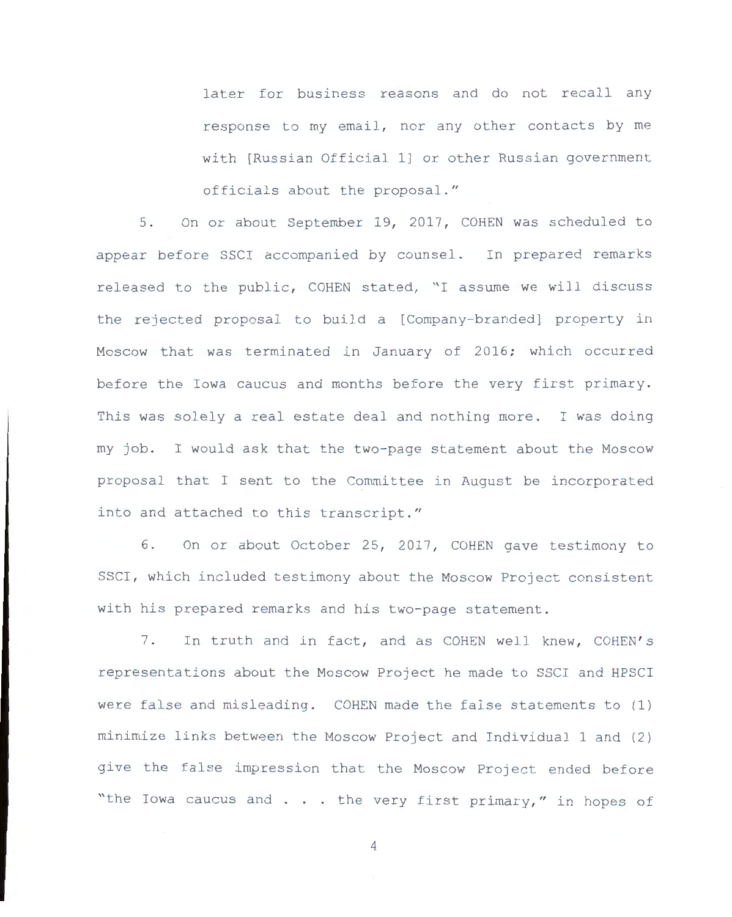later for business reasons and do not recall any response to my email, nor any other contacts by me with [Russian Official 1] or other Russian government officials about the proposal."

5. On or about September 19, 2017, COHEN was scheduled to appear before SSCI accompanied by counsel. In prepared remarks released to the public, COHEN stated, "I assume we will discuss the rejected proposal to build a [Company-branded] property in Moscow that was terminated in January of 2016; which occurred before the Iowa caucus and months before the very first primary. This was solely a real estate deal and nothing more. I was doing my job. I would ask that the two-page statement about the Moscow proposal that I sent to the Committee in August be incorporated into and attached to this transcript."

6. On or about October 25, 2017, COHEN gave testimony to SSCI, which included testimony about the Moscow Project consistent with his prepared remarks and his two-page statement.

7. In truth and in fact, and as COHEN well knew, COHEN's representations about the Moscow Project he made to SSCI and HPSCI were false and misleading. COHEN made the false statements to (1) minimize links between the Moscow Project and Individual 1 and (2) give the false impression that the Moscow Project ended before "the Iowa caucus and . . . the very first primary," in hopes of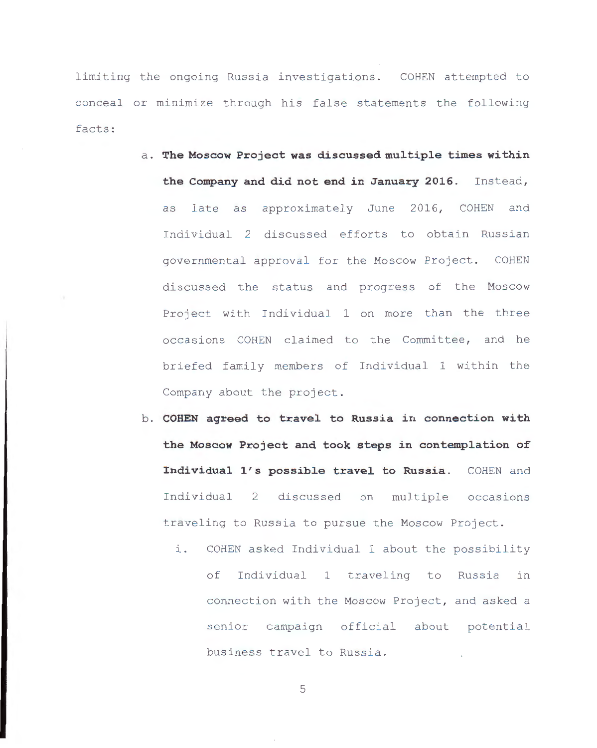limiting the ongoing Russia investigations. COHEN attempted to conceal or minimize through his false statements the following facts:

a. **The Moscow Project was discussed multiple times within the Company and did not end in January 2016.** Instead, as late as approximately June 2016, COHEN and Individual 2 discussed efforts to obtain Russian governmental approval for the Moscow Project. COHEN discussed the status and progress of the Moscow Project with Individual 1 on more than the three occasions COHEN claimed to the Committee, and he briefed family members of Individual 1 within the Company about the project.

b. **COHEN agreed to travel to Russia in connection with the Moscow Project and took steps in contemplation of Individual 1's possible travel to Russia.** COHEN and Individual 2 discussed on multiple occasions traveling to Russia to pursue the Moscow Project.

   i. COHEN asked Individual 1 about the possibility of Individual 1 traveling to Russia in connection with the Moscow Project, and asked a senior campaign official about potential business travel to Russia.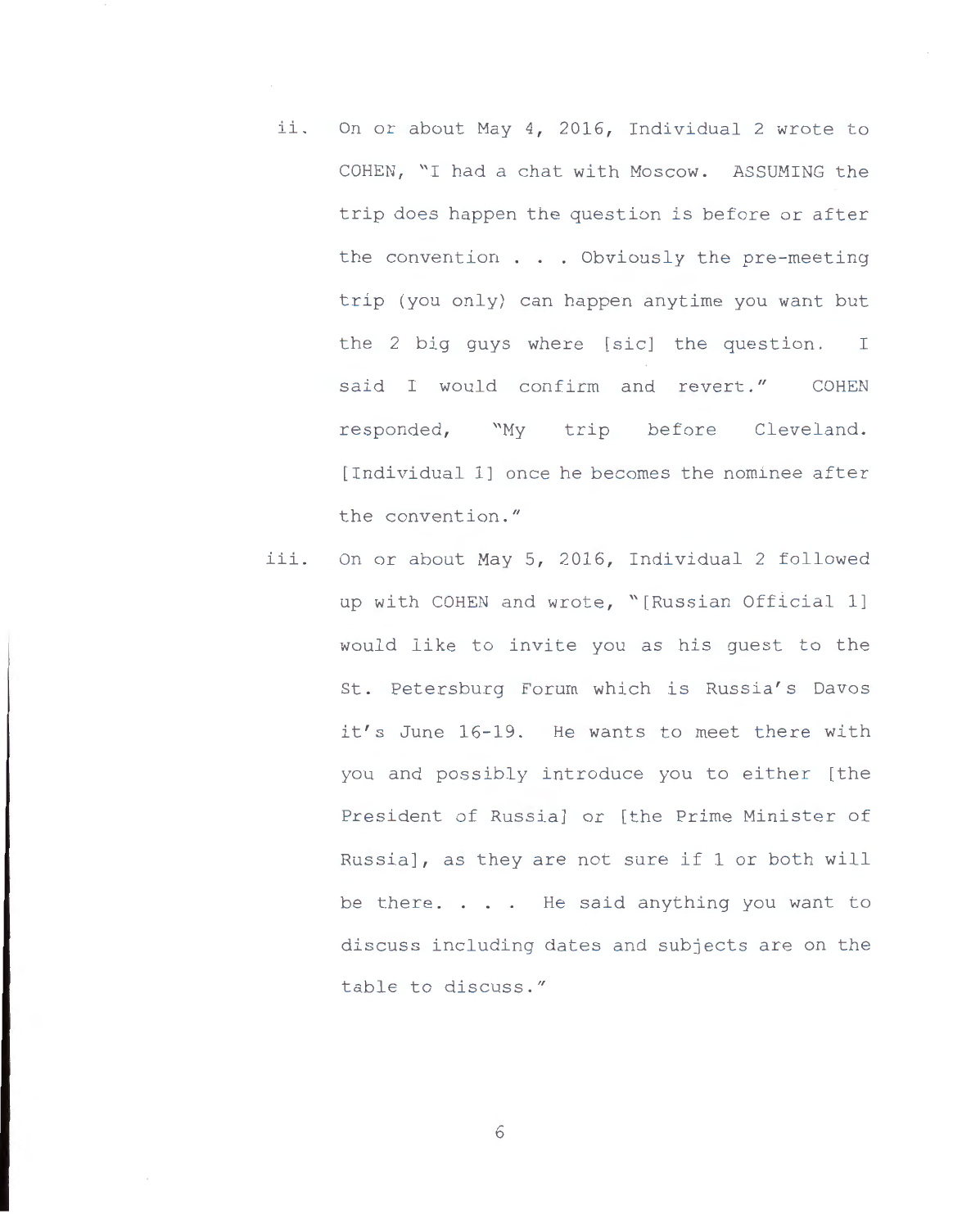ii. On or about May 4, 2016, Individual 2 wrote to COHEN, "I had a chat with Moscow. ASSUMING the trip does happen the question is before or after the convention . . . Obviously the pre-meeting trip (you only) can happen anytime you want but the 2 big guys where [sic] the question. I said I would confirm and revert." COHEN responded, "My trip before Cleveland. [Individual 1] once he becomes the nominee after the convention."

iii. On or about May 5, 2016, Individual 2 followed up with COHEN and wrote, "[Russian Official 1] would like to invite you as his guest to the St. Petersburg Forum which is Russia's Davos it's June 16-19. He wants to meet there with you and possibly introduce you to either [the President of Russia] or [the Prime Minister of Russia], as they are not sure if 1 or both will be there. . . . He said anything you want to discuss including dates and subjects are on the table to discuss."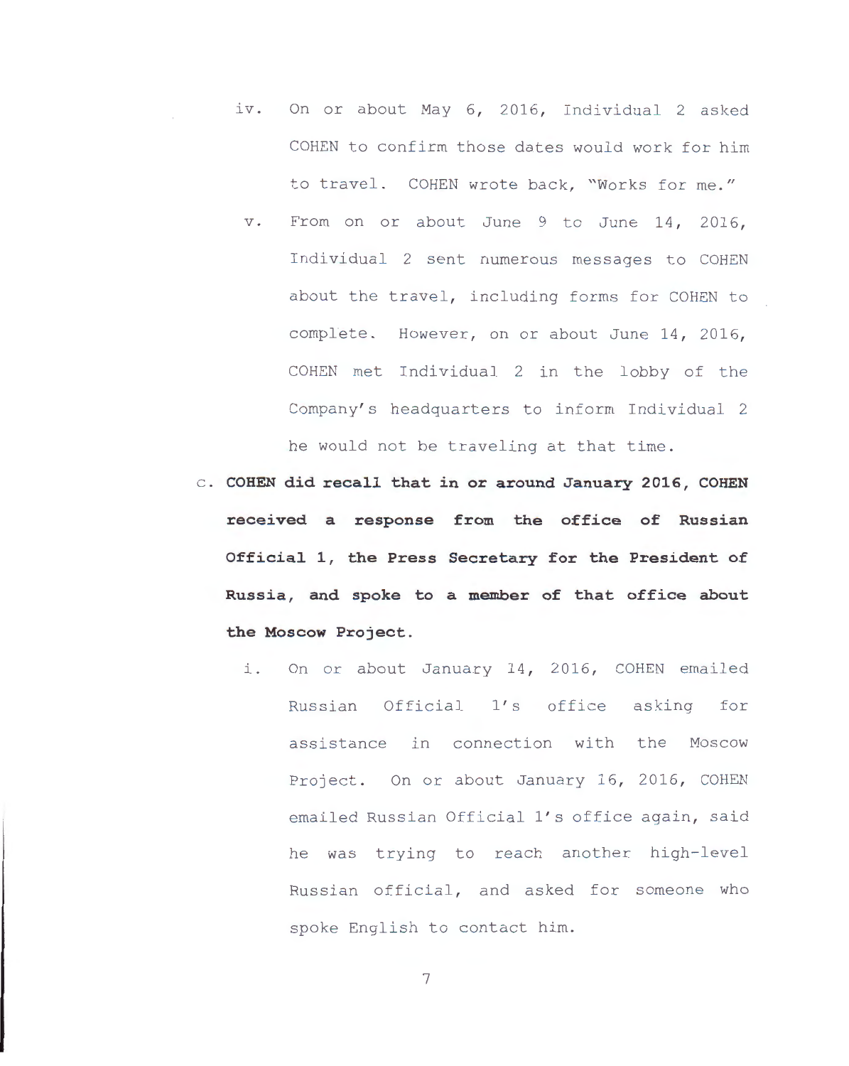iv. On or about May 6, 2016, Individual 2 asked COHEN to confirm those dates would work for him to travel. COHEN wrote back, "Works for me."

v. From on or about June 9 to June 14, 2016, Individual 2 sent numerous messages to COHEN about the travel, including forms for COHEN to complete. However, on or about June 14, 2016, COHEN met Individual 2 in the lobby of the Company's headquarters to inform Individual 2 he would not be traveling at that time.

c. **COHEN did recall that in or around January 2016, COHEN received a response from the office of Russian Official 1, the Press Secretary for the President of Russia, and spoke to a member of that office about the Moscow Project.**

i. On or about January 14, 2016, COHEN emailed Russian Official 1's office asking for assistance in connection with the Moscow Project. On or about January 16, 2016, COHEN emailed Russian Official 1's office again, said he was trying to reach another high-level Russian official, and asked for someone who spoke English to contact him.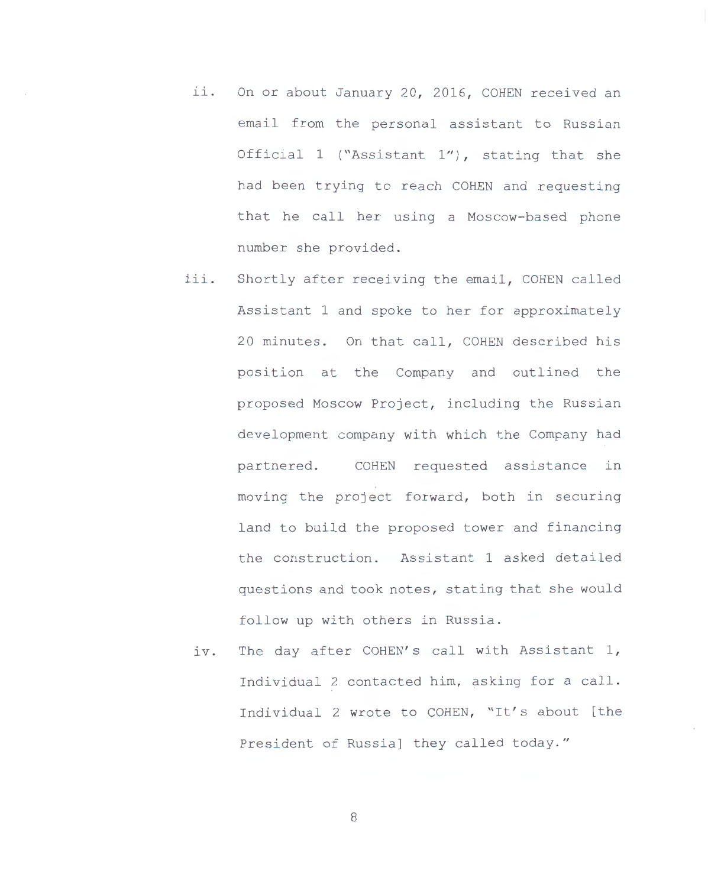ii. On or about January 20, 2016, COHEN received an email from the personal assistant to Russian Official 1 ("Assistant 1"), stating that she had been trying to reach COHEN and requesting that he call her using a Moscow-based phone number she provided.

iii. Shortly after receiving the email, COHEN called Assistant 1 and spoke to her for approximately 20 minutes. On that call, COHEN described his position at the Company and outlined the proposed Moscow Project, including the Russian development company with which the Company had partnered. COHEN requested assistance in moving the project forward, both in securing land to build the proposed tower and financing the construction. Assistant 1 asked detailed questions and took notes, stating that she would follow up with others in Russia.

iv. The day after COHEN's call with Assistant 1, Individual 2 contacted him, asking for a call. Individual 2 wrote to COHEN, "It's about [the President of Russia] they called today."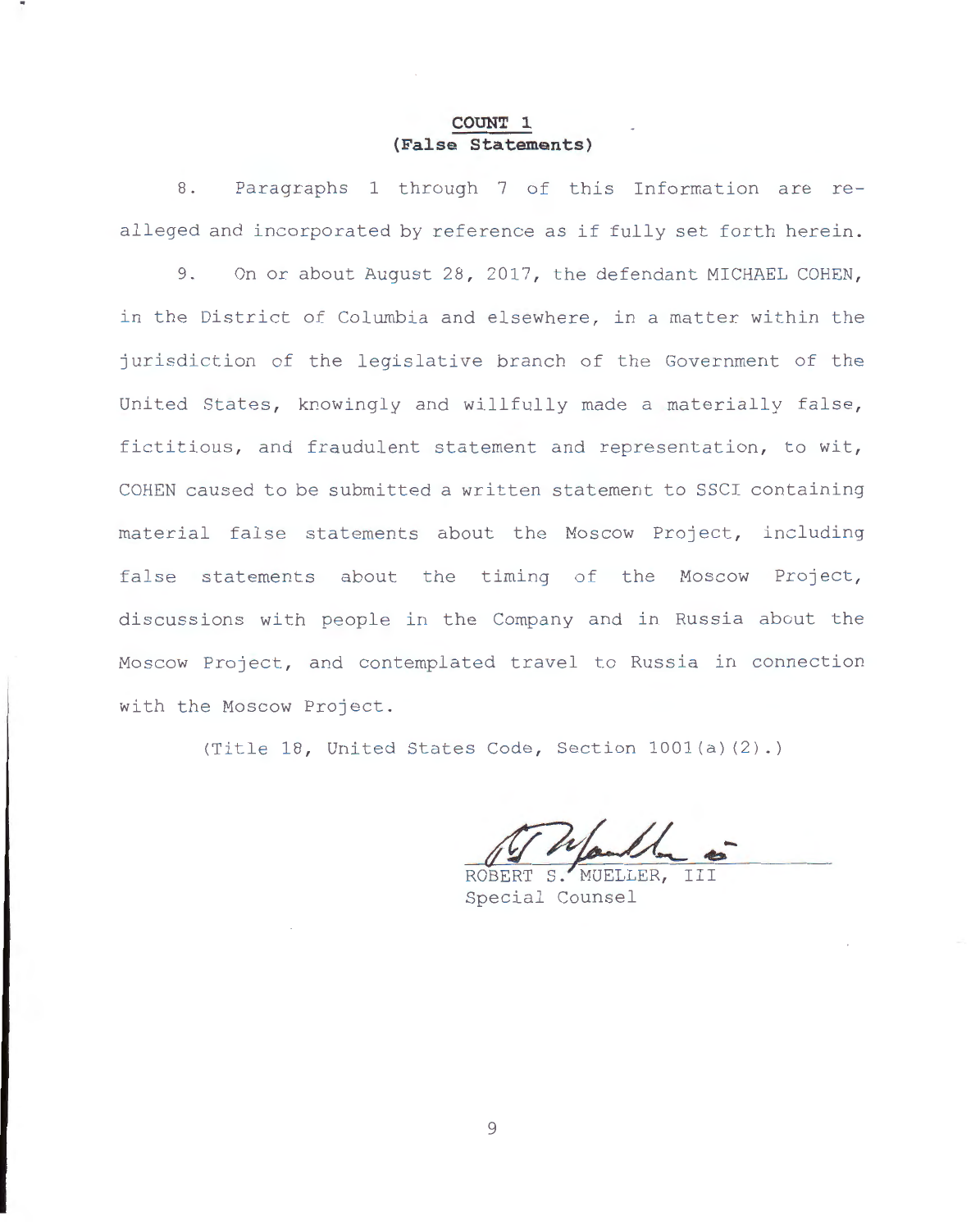**COUNT 1**
**(False Statements)**

8. Paragraphs 1 through 7 of this Information are re-alleged and incorporated by reference as if fully set forth herein.

9. On or about August 28, 2017, the defendant MICHAEL COHEN, in the District of Columbia and elsewhere, in a matter within the jurisdiction of the legislative branch of the Government of the United States, knowingly and willfully made a materially false, fictitious, and fraudulent statement and representation, to wit, COHEN caused to be submitted a written statement to SSCI containing material false statements about the Moscow Project, including false statements about the timing of the Moscow Project, discussions with people in the Company and in Russia about the Moscow Project, and contemplated travel to Russia in connection with the Moscow Project.

(Title 18, United States Code, Section 1001(a)(2).)

ROBERT S. MUELLER, III
Special Counsel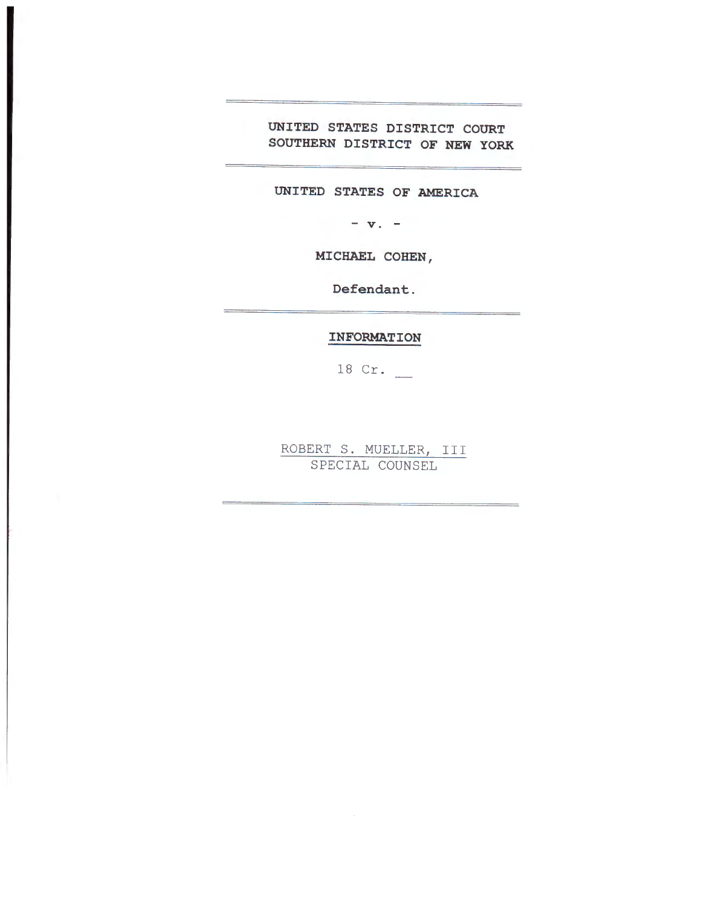UNITED STATES DISTRICT COURT
SOUTHERN DISTRICT OF NEW YORK

---

UNITED STATES OF AMERICA

- v. -

MICHAEL COHEN,

Defendant.

---

**INFORMATION**

18 Cr. __

ROBERT S. MUELLER, III
SPECIAL COUNSEL